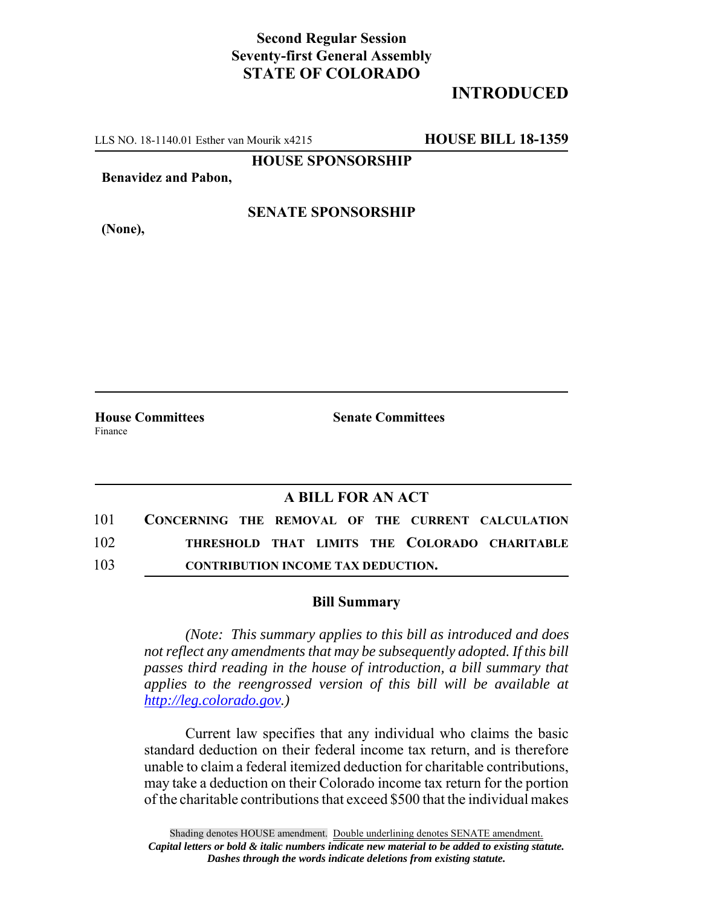**Second Regular Session**
**Seventy-first General Assembly**
**STATE OF COLORADO**

# INTRODUCED

LLS NO. 18-1140.01 Esther van Mourik x4215 **HOUSE BILL 18-1359**

**HOUSE SPONSORSHIP**

**Benavidez and Pabon,**

**SENATE SPONSORSHIP**

**(None),**

**House Committees**
Finance

**Senate Committees**

## A BILL FOR AN ACT

101 **CONCERNING THE REMOVAL OF THE CURRENT CALCULATION**
102 **THRESHOLD THAT LIMITS THE COLORADO CHARITABLE**
103 **CONTRIBUTION INCOME TAX DEDUCTION.**

### Bill Summary

*(Note: This summary applies to this bill as introduced and does not reflect any amendments that may be subsequently adopted. If this bill passes third reading in the house of introduction, a bill summary that applies to the reengrossed version of this bill will be available at http://leg.colorado.gov.)*

Current law specifies that any individual who claims the basic standard deduction on their federal income tax return, and is therefore unable to claim a federal itemized deduction for charitable contributions, may take a deduction on their Colorado income tax return for the portion of the charitable contributions that exceed $500 that the individual makes

Shading denotes HOUSE amendment. Double underlining denotes SENATE amendment.
*Capital letters or bold & italic numbers indicate new material to be added to existing statute.*
*Dashes through the words indicate deletions from existing statute.*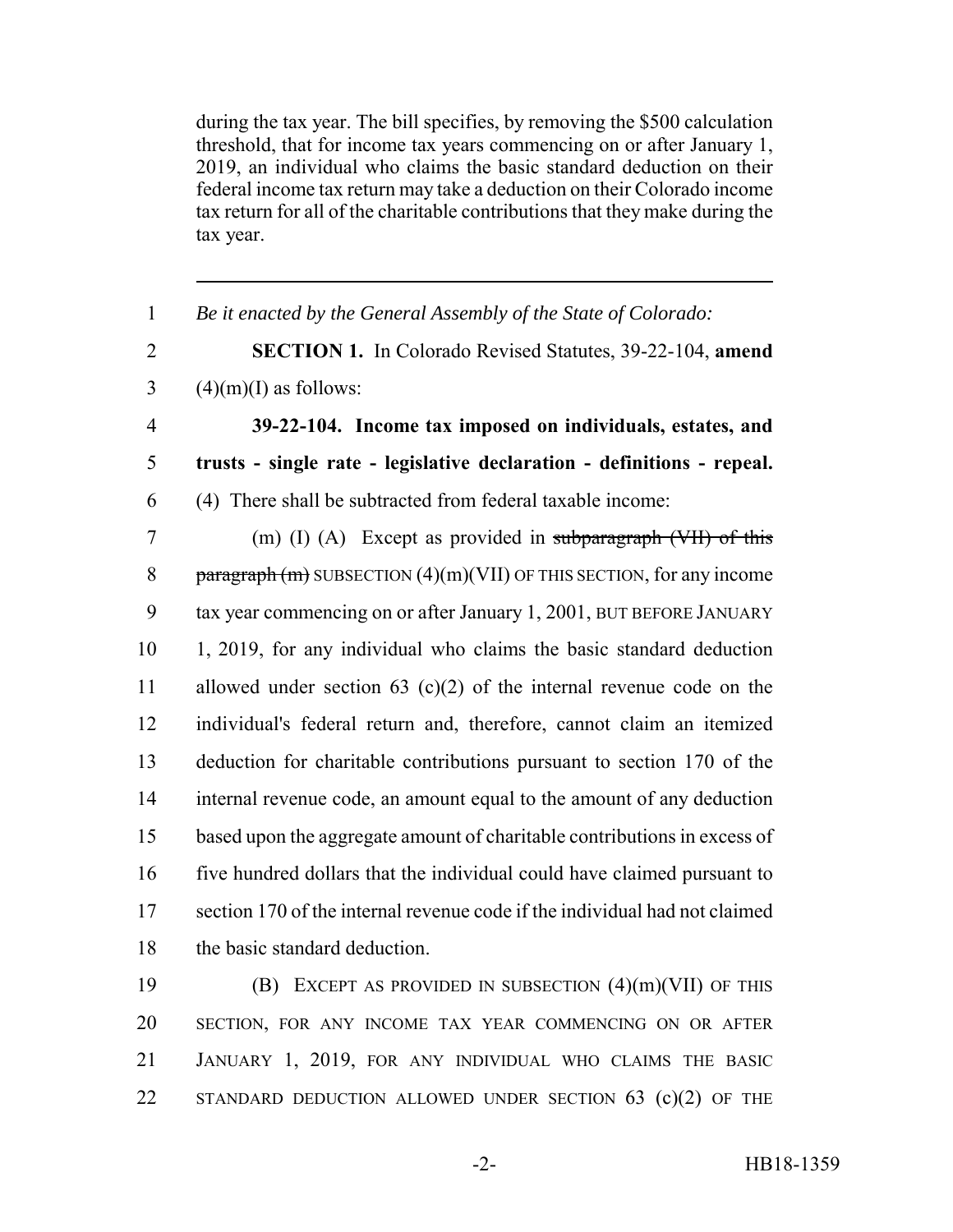during the tax year. The bill specifies, by removing the $500 calculation threshold, that for income tax years commencing on or after January 1, 2019, an individual who claims the basic standard deduction on their federal income tax return may take a deduction on their Colorado income tax return for all of the charitable contributions that they make during the tax year.

---

1 *Be it enacted by the General Assembly of the State of Colorado:*

2 **SECTION 1.** In Colorado Revised Statutes, 39-22-104, **amend**
3 (4)(m)(I) as follows:

4 **39-22-104. Income tax imposed on individuals, estates, and**
5 **trusts - single rate - legislative declaration - definitions - repeal.**
6 (4) There shall be subtracted from federal taxable income:

7 (m) (I) (A) Except as provided in ~~subparagraph (VII) of this~~
8 ~~paragraph (m)~~ SUBSECTION (4)(m)(VII) OF THIS SECTION, for any income
9 tax year commencing on or after January 1, 2001, BUT BEFORE JANUARY
10 1, 2019, for any individual who claims the basic standard deduction
11 allowed under section 63 (c)(2) of the internal revenue code on the
12 individual's federal return and, therefore, cannot claim an itemized
13 deduction for charitable contributions pursuant to section 170 of the
14 internal revenue code, an amount equal to the amount of any deduction
15 based upon the aggregate amount of charitable contributions in excess of
16 five hundred dollars that the individual could have claimed pursuant to
17 section 170 of the internal revenue code if the individual had not claimed
18 the basic standard deduction.

19 (B) EXCEPT AS PROVIDED IN SUBSECTION (4)(m)(VII) OF THIS
20 SECTION, FOR ANY INCOME TAX YEAR COMMENCING ON OR AFTER
21 JANUARY 1, 2019, FOR ANY INDIVIDUAL WHO CLAIMS THE BASIC
22 STANDARD DEDUCTION ALLOWED UNDER SECTION 63 (c)(2) OF THE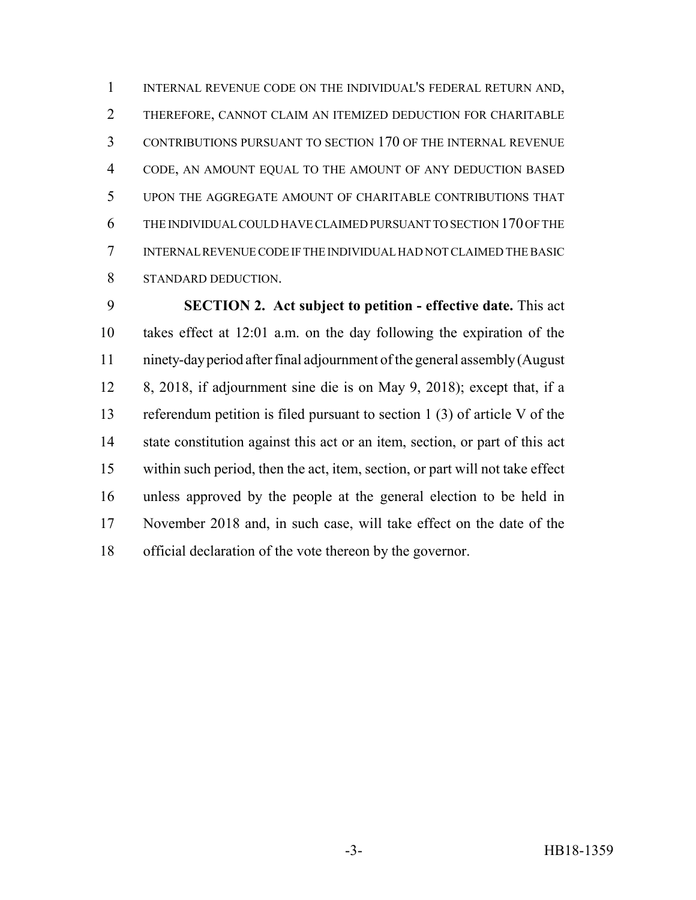INTERNAL REVENUE CODE ON THE INDIVIDUAL'S FEDERAL RETURN AND, THEREFORE, CANNOT CLAIM AN ITEMIZED DEDUCTION FOR CHARITABLE CONTRIBUTIONS PURSUANT TO SECTION 170 OF THE INTERNAL REVENUE CODE, AN AMOUNT EQUAL TO THE AMOUNT OF ANY DEDUCTION BASED UPON THE AGGREGATE AMOUNT OF CHARITABLE CONTRIBUTIONS THAT THE INDIVIDUAL COULD HAVE CLAIMED PURSUANT TO SECTION 170 OF THE INTERNAL REVENUE CODE IF THE INDIVIDUAL HAD NOT CLAIMED THE BASIC STANDARD DEDUCTION.

**SECTION 2. Act subject to petition - effective date.** This act takes effect at 12:01 a.m. on the day following the expiration of the ninety-day period after final adjournment of the general assembly (August 8, 2018, if adjournment sine die is on May 9, 2018); except that, if a referendum petition is filed pursuant to section 1 (3) of article V of the state constitution against this act or an item, section, or part of this act within such period, then the act, item, section, or part will not take effect unless approved by the people at the general election to be held in November 2018 and, in such case, will take effect on the date of the official declaration of the vote thereon by the governor.